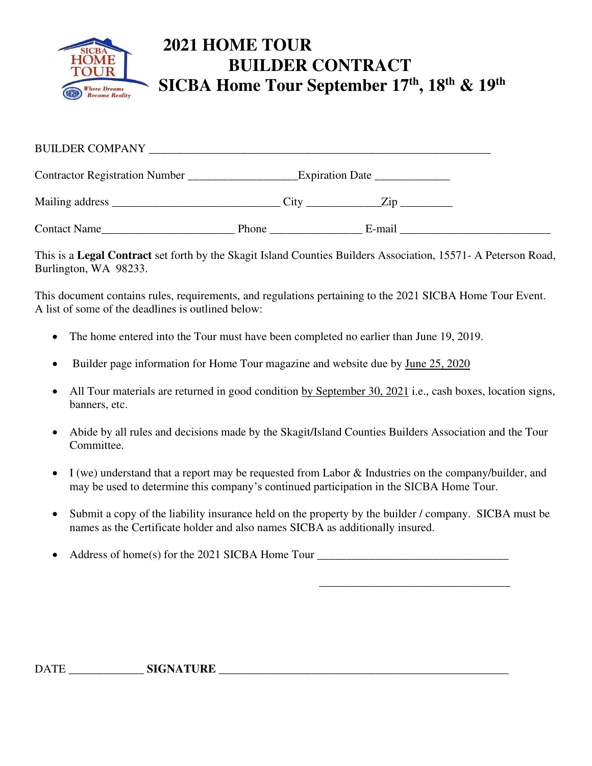# 2021 HOME TOUR
# BUILDER CONTRACT
# SICBA Home Tour September 17th, 18th & 19th

BUILDER COMPANY ___________________________________________________________

Contractor Registration Number ___________________Expiration Date _____________

Mailing address _____________________________ City _____________Zip _________

Contact Name_______________________ Phone ________________ E-mail __________________________

This is a **Legal Contract** set forth by the Skagit Island Counties Builders Association, 15571- A Peterson Road, Burlington, WA 98233.

This document contains rules, requirements, and regulations pertaining to the 2021 SICBA Home Tour Event. A list of some of the deadlines is outlined below:

- The home entered into the Tour must have been completed no earlier than June 19, 2019.
- Builder page information for Home Tour magazine and website due by June 25, 2020
- All Tour materials are returned in good condition by September 30, 2021 i.e., cash boxes, location signs, banners, etc.
- Abide by all rules and decisions made by the Skagit/Island Counties Builders Association and the Tour Committee.
- I (we) understand that a report may be requested from Labor & Industries on the company/builder, and may be used to determine this company's continued participation in the SICBA Home Tour.
- Submit a copy of the liability insurance held on the property by the builder / company. SICBA must be names as the Certificate holder and also names SICBA as additionally insured.
- Address of home(s) for the 2021 SICBA Home Tour _________________________________

  _________________________________

**DATE** _____________ **SIGNATURE** ____________________________________________________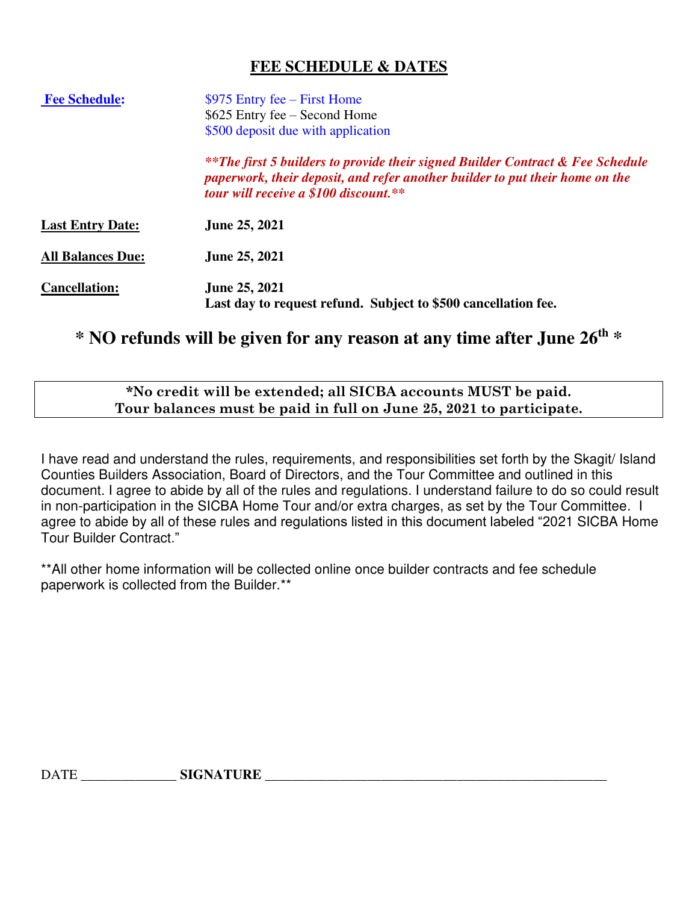## FEE SCHEDULE & DATES

| | |
|---|---|
| **Fee Schedule:** | $975 Entry fee – First Home<br>$625 Entry fee – Second Home<br>$500 deposit due with application |
| | ***\*\*The first 5 builders to provide their signed Builder Contract & Fee Schedule paperwork, their deposit, and refer another builder to put their home on the tour will receive a $100 discount.\*\**** |
| **Last Entry Date:** | **June 25, 2021** |
| **All Balances Due:** | **June 25, 2021** |
| **Cancellation:** | **June 25, 2021**<br>**Last day to request refund. Subject to $500 cancellation fee.** |

### * NO refunds will be given for any reason at any time after June 26th *

**\*No credit will be extended; all SICBA accounts MUST be paid.**
**Tour balances must be paid in full on June 25, 2021 to participate.**

I have read and understand the rules, requirements, and responsibilities set forth by the Skagit/ Island Counties Builders Association, Board of Directors, and the Tour Committee and outlined in this document. I agree to abide by all of the rules and regulations. I understand failure to do so could result in non-participation in the SICBA Home Tour and/or extra charges, as set by the Tour Committee. I agree to abide by all of these rules and regulations listed in this document labeled "2021 SICBA Home Tour Builder Contract."

\*\*All other home information will be collected online once builder contracts and fee schedule paperwork is collected from the Builder.\*\*

DATE ______________ **SIGNATURE** ___________________________________________________